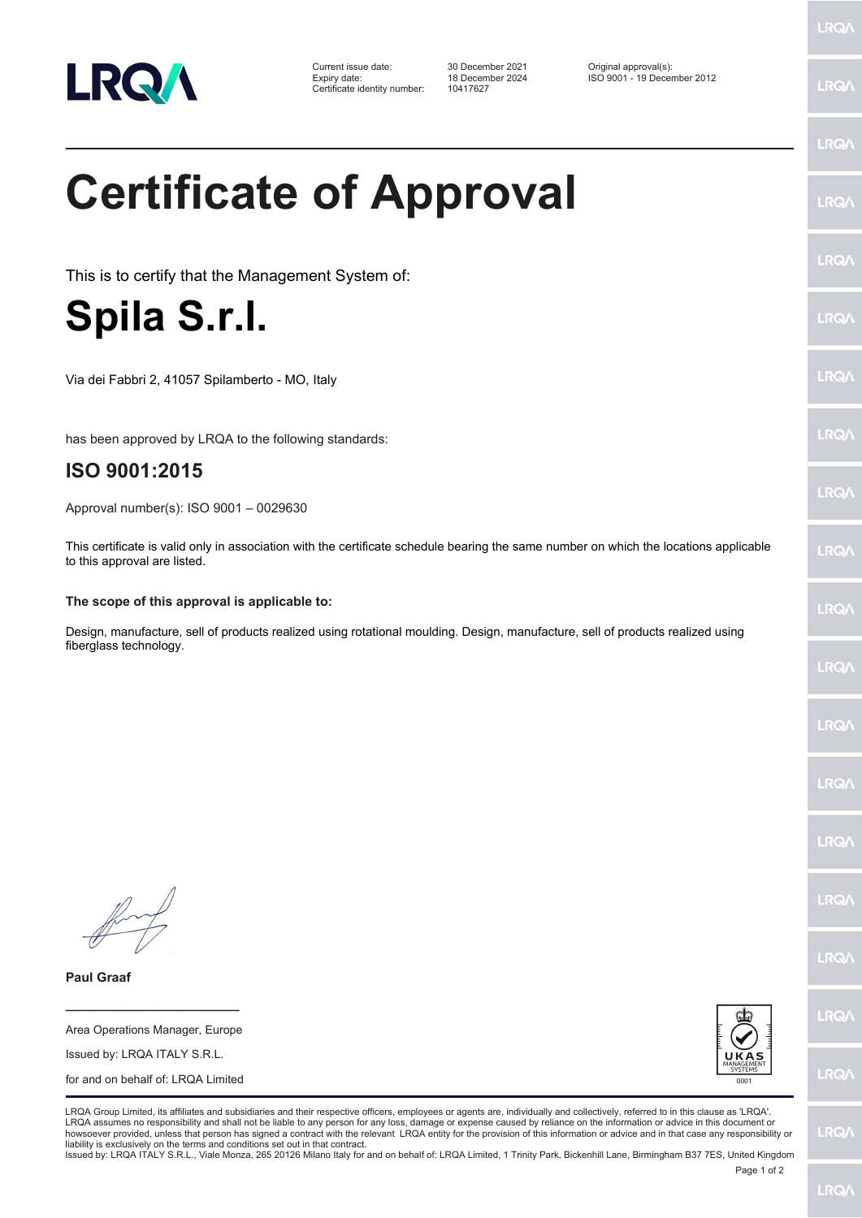LRQA

| | | |
|---|---|---|
| Current issue date: | 30 December 2021 | Original approval(s): |
| Expiry date: | 18 December 2024 | ISO 9001 - 19 December 2012 |
| Certificate identity number: | 10417627 | |

# Certificate of Approval

This is to certify that the Management System of:

# Spila S.r.l.

Via dei Fabbri 2, 41057 Spilamberto - MO, Italy

has been approved by LRQA to the following standards:

## ISO 9001:2015

Approval number(s): ISO 9001 – 0029630

This certificate is valid only in association with the certificate schedule bearing the same number on which the locations applicable to this approval are listed.

**The scope of this approval is applicable to:**

Design, manufacture, sell of products realized using rotational moulding. Design, manufacture, sell of products realized using fiberglass technology.

**Paul Graaf**

Area Operations Manager, Europe

Issued by: LRQA ITALY S.R.L.

for and on behalf of: LRQA Limited

UKAS MANAGEMENT SYSTEMS 0001

LRQA Group Limited, its affiliates and subsidiaries and their respective officers, employees or agents are, individually and collectively, referred to in this clause as 'LRQA'. LRQA assumes no responsibility and shall not be liable to any person for any loss, damage or expense caused by reliance on the information or advice in this document or howsoever provided, unless that person has signed a contract with the relevant LRQA entity for the provision of this information or advice and in that case any responsibility or liability is exclusively on the terms and conditions set out in that contract.
Issued by: LRQA ITALY S.R.L., Viale Monza, 265 20126 Milano Italy for and on behalf of: LRQA Limited, 1 Trinity Park, Bickenhill Lane, Birmingham B37 7ES, United Kingdom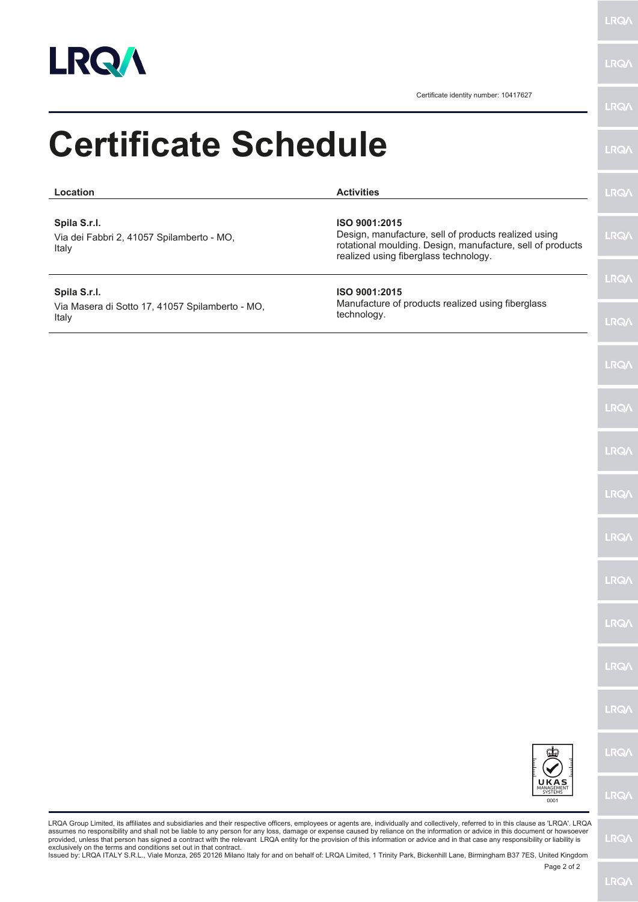Certificate identity number: 10417627

# Certificate Schedule

| Location | Activities |
| --- | --- |
| **Spila S.r.l.**<br>Via dei Fabbri 2, 41057 Spilamberto - MO, Italy | **ISO 9001:2015**<br>Design, manufacture, sell of products realized using rotational moulding. Design, manufacture, sell of products realized using fiberglass technology. |
| **Spila S.r.l.**<br>Via Masera di Sotto 17, 41057 Spilamberto - MO, Italy | **ISO 9001:2015**<br>Manufacture of products realized using fiberglass technology. |

UKAS MANAGEMENT SYSTEMS 0001

LRQA Group Limited, its affiliates and subsidiaries and their respective officers, employees or agents are, individually and collectively, referred to in this clause as 'LRQA'. LRQA assumes no responsibility and shall not be liable to any person for any loss, damage or expense caused by reliance on the information or advice in this document or howsoever provided, unless that person has signed a contract with the relevant LRQA entity for the provision of this information or advice and in that case any responsibility or liability is exclusively on the terms and conditions set out in that contract.
Issued by: LRQA ITALY S.R.L., Viale Monza, 265 20126 Milano Italy for and on behalf of: LRQA Limited, 1 Trinity Park, Bickenhill Lane, Birmingham B37 7ES, United Kingdom